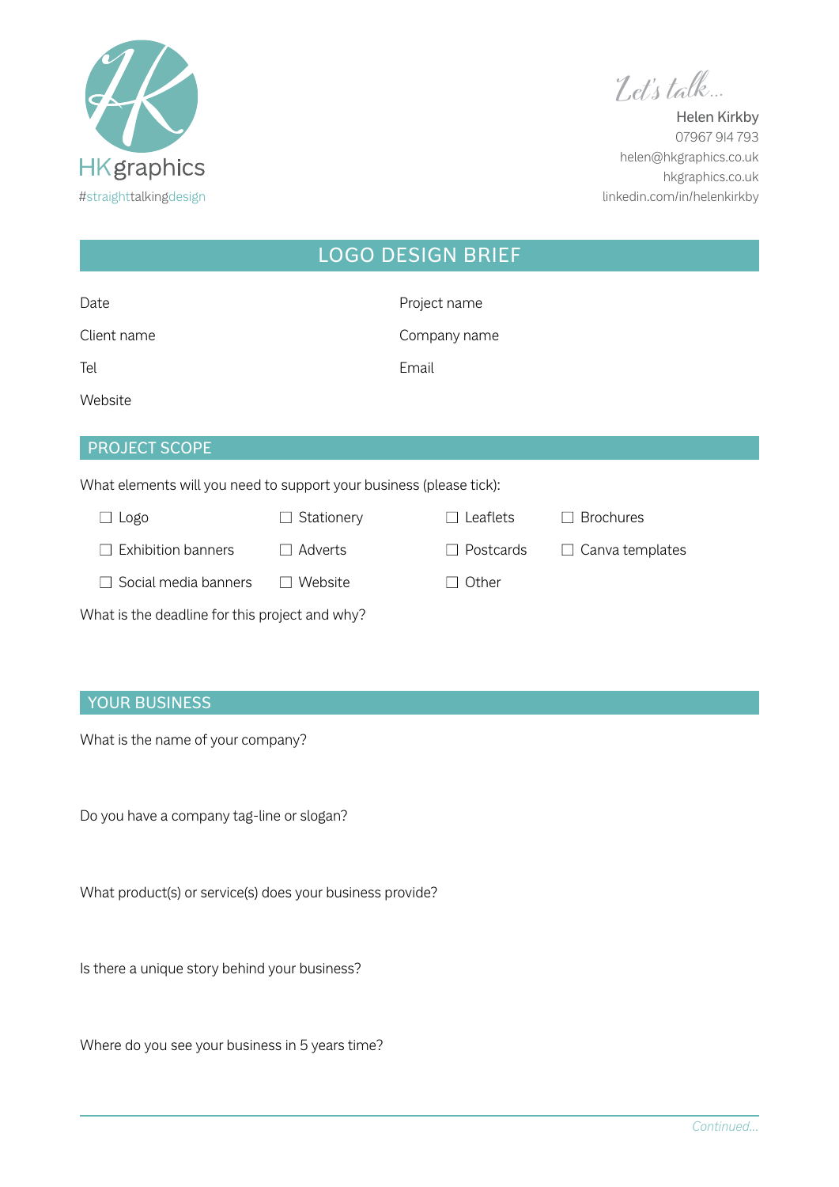HKgraphics

#straighttalkingdesign

*Let's talk...*

Helen Kirkby
07967 914 793
helen@hkgraphics.co.uk
hkgraphics.co.uk
linkedin.com/in/helenkirkby

# LOGO DESIGN BRIEF

Date

Project name

Client name

Company name

Tel

Email

Website

## PROJECT SCOPE

What elements will you need to support your business (please tick):

- ☐ Logo
- ☐ Stationery
- ☐ Leaflets
- ☐ Brochures
- ☐ Exhibition banners
- ☐ Adverts
- ☐ Postcards
- ☐ Canva templates
- ☐ Social media banners
- ☐ Website
- ☐ Other

What is the deadline for this project and why?

## YOUR BUSINESS

What is the name of your company?

Do you have a company tag-line or slogan?

What product(s) or service(s) does your business provide?

Is there a unique story behind your business?

Where do you see your business in 5 years time?

*Continued...*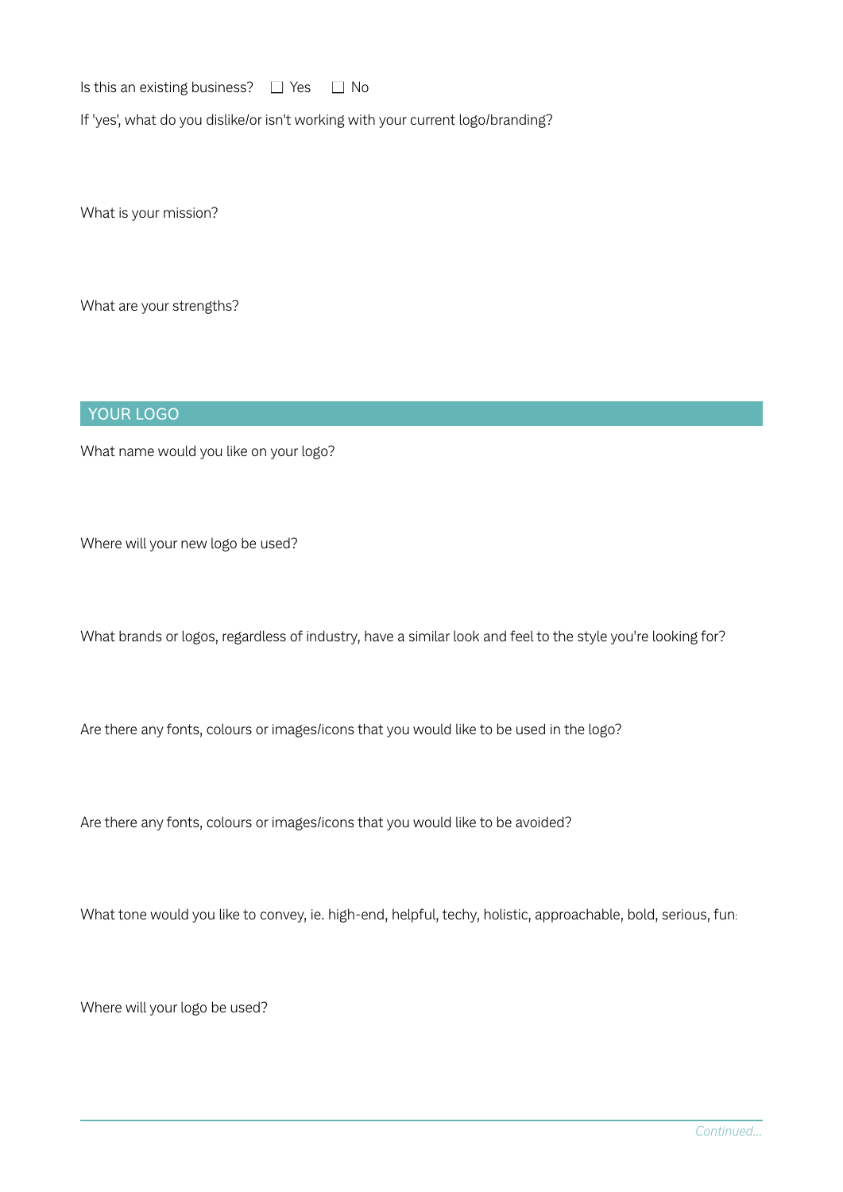Is this an existing business? ☐ Yes ☐ No

If 'yes', what do you dislike/or isn't working with your current logo/branding?

What is your mission?

What are your strengths?

## YOUR LOGO

What name would you like on your logo?

Where will your new logo be used?

What brands or logos, regardless of industry, have a similar look and feel to the style you're looking for?

Are there any fonts, colours or images/icons that you would like to be used in the logo?

Are there any fonts, colours or images/icons that you would like to be avoided?

What tone would you like to convey, ie. high-end, helpful, techy, holistic, approachable, bold, serious, fun:

Where will your logo be used?

*Continued...*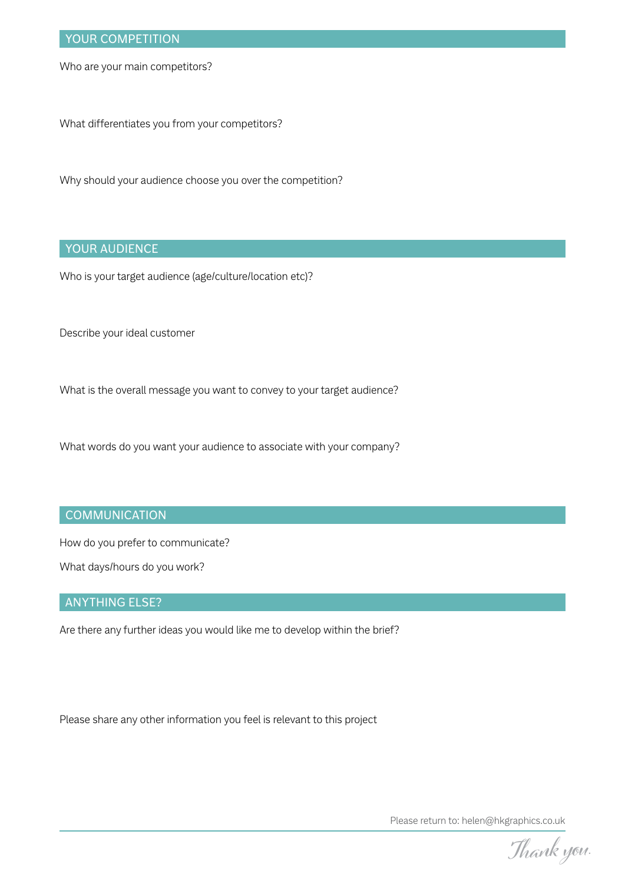## YOUR COMPETITION

Who are your main competitors?

What differentiates you from your competitors?

Why should your audience choose you over the competition?

## YOUR AUDIENCE

Who is your target audience (age/culture/location etc)?

Describe your ideal customer

What is the overall message you want to convey to your target audience?

What words do you want your audience to associate with your company?

## COMMUNICATION

How do you prefer to communicate?

What days/hours do you work?

## ANYTHING ELSE?

Are there any further ideas you would like me to develop within the brief?

Please share any other information you feel is relevant to this project

Please return to: helen@hkgraphics.co.uk

*Thank you.*